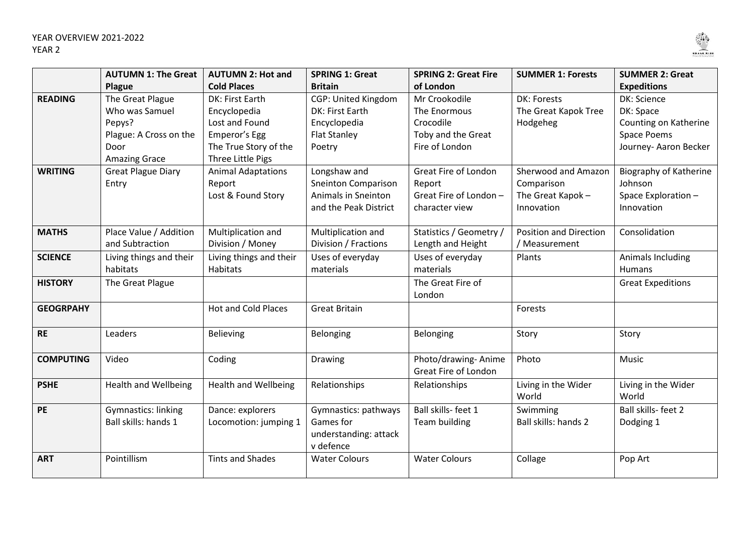YEAR OVERVIEW 2021-2022
YEAR 2

| | **AUTUMN 1: The Great Plague** | **AUTUMN 2: Hot and Cold Places** | **SPRING 1: Great Britain** | **SPRING 2: Great Fire of London** | **SUMMER 1: Forests** | **SUMMER 2: Great Expeditions** |
|---|---|---|---|---|---|---|
| **READING** | The Great Plague<br>Who was Samuel Pepys?<br>Plague: A Cross on the Door<br>Amazing Grace | DK: First Earth Encyclopedia<br>Lost and Found<br>Emperor's Egg<br>The True Story of the Three Little Pigs | CGP: United Kingdom<br>DK: First Earth Encyclopedia<br>Flat Stanley<br>Poetry | Mr Crookodile<br>The Enormous Crocodile<br>Toby and the Great Fire of London | DK: Forests<br>The Great Kapok Tree<br>Hodgeheg | DK: Science<br>DK: Space<br>Counting on Katherine<br>Space Poems<br>Journey- Aaron Becker |
| **WRITING** | Great Plague Diary Entry | Animal Adaptations Report<br>Lost & Found Story | Longshaw and Sneinton Comparison<br>Animals in Sneinton and the Peak District | Great Fire of London Report<br>Great Fire of London – character view | Sherwood and Amazon Comparison<br>The Great Kapok – Innovation | Biography of Katherine Johnson<br>Space Exploration – Innovation |
| **MATHS** | Place Value / Addition and Subtraction | Multiplication and Division / Money | Multiplication and Division / Fractions | Statistics / Geometry / Length and Height | Position and Direction / Measurement | Consolidation |
| **SCIENCE** | Living things and their habitats | Living things and their Habitats | Uses of everyday materials | Uses of everyday materials | Plants | Animals Including Humans |
| **HISTORY** | The Great Plague | | | The Great Fire of London | | Great Expeditions |
| **GEOGRPAHY** | | Hot and Cold Places | Great Britain | | Forests | |
| **RE** | Leaders | Believing | Belonging | Belonging | Story | Story |
| **COMPUTING** | Video | Coding | Drawing | Photo/drawing- Anime Great Fire of London | Photo | Music |
| **PSHE** | Health and Wellbeing | Health and Wellbeing | Relationships | Relationships | Living in the Wider World | Living in the Wider World |
| **PE** | Gymnastics: linking<br>Ball skills: hands 1 | Dance: explorers<br>Locomotion: jumping 1 | Gymnastics: pathways<br>Games for understanding: attack v defence | Ball skills- feet 1<br>Team building | Swimming<br>Ball skills: hands 2 | Ball skills- feet 2<br>Dodging 1 |
| **ART** | Pointillism | Tints and Shades | Water Colours | Water Colours | Collage | Pop Art |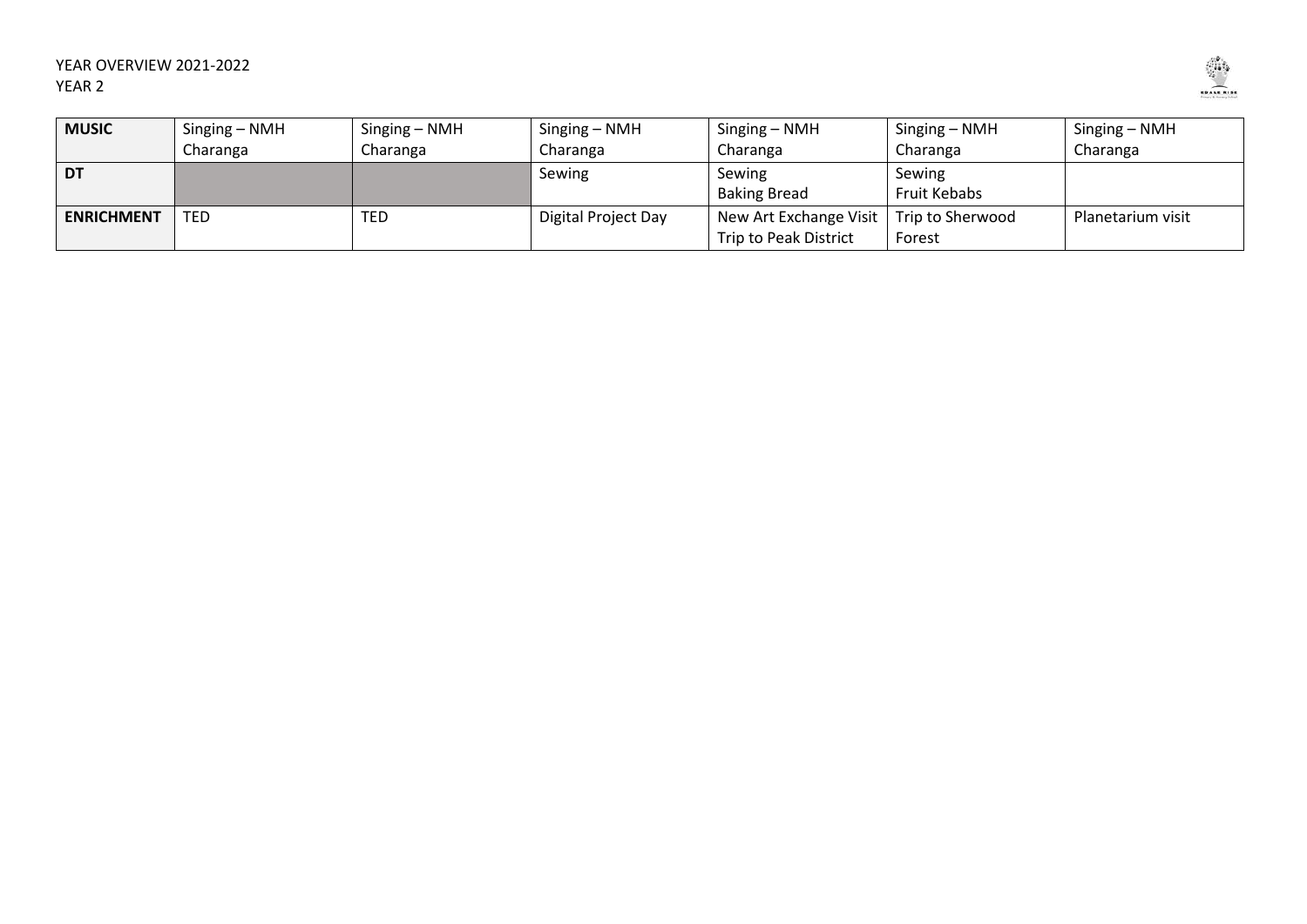YEAR OVERVIEW 2021-2022
YEAR 2

| | | | | | | |
|---|---|---|---|---|---|---|
| **MUSIC** | Singing – NMH Charanga | Singing – NMH Charanga | Singing – NMH Charanga | Singing – NMH Charanga | Singing – NMH Charanga | Singing – NMH Charanga |
| **DT** | | | Sewing | Sewing<br>Baking Bread | Sewing<br>Fruit Kebabs | |
| **ENRICHMENT** | TED | TED | Digital Project Day | New Art Exchange Visit<br>Trip to Peak District | Trip to Sherwood Forest | Planetarium visit |